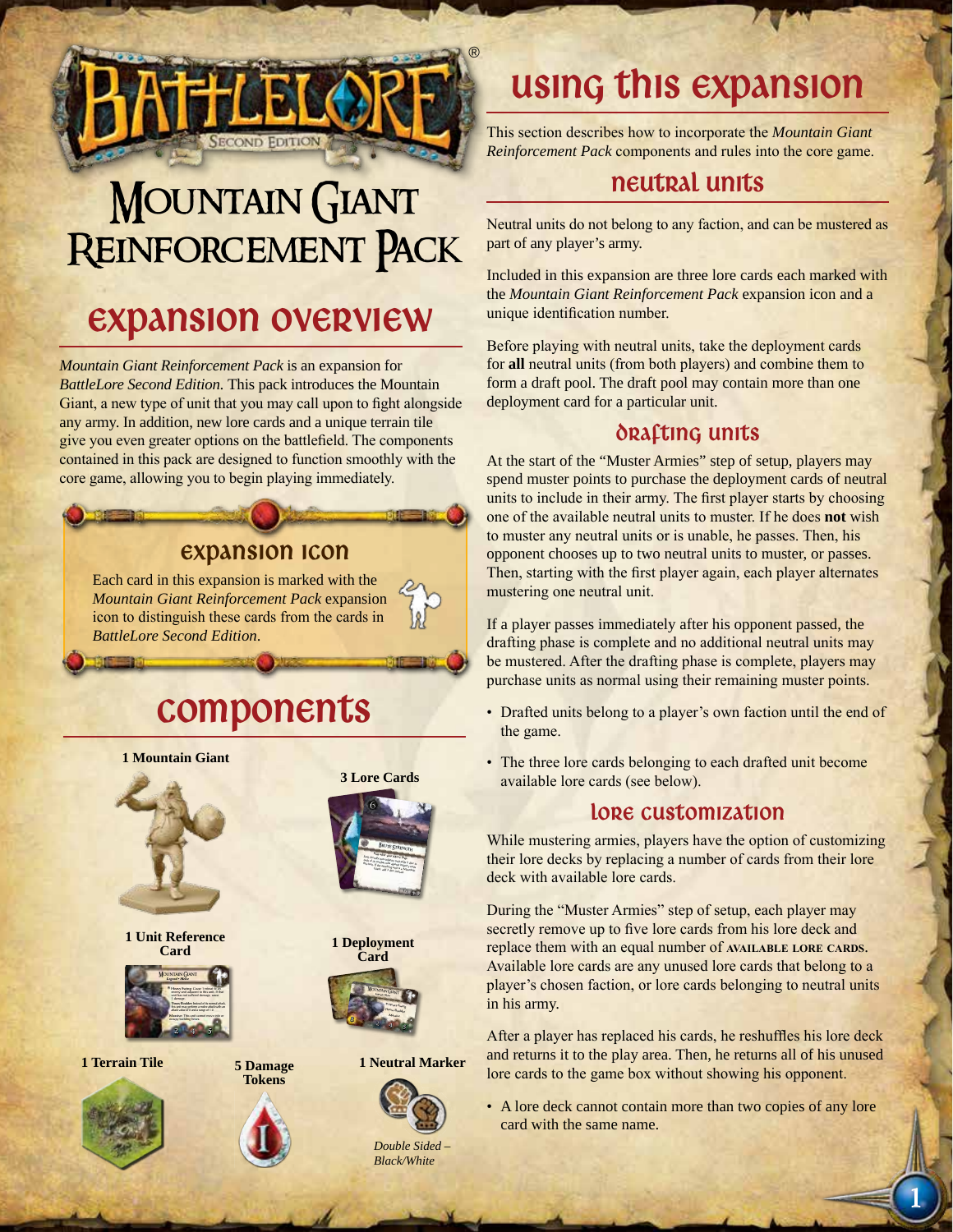# Mountain Giant Reinforcement Pack

## Expansion Overview

*Mountain Giant Reinforcement Pack* is an expansion for *BattleLore Second Edition.* This pack introduces the Mountain Giant, a new type of unit that you may call upon to fight alongside any army. In addition, new lore cards and a unique terrain tile give you even greater options on the battlefield. The components contained in this pack are designed to function smoothly with the core game, allowing you to begin playing immediately.

### Expansion Icon

Each card in this expansion is marked with the *Mountain Giant Reinforcement Pack* expansion icon to distinguish these cards from the cards in *BattleLore Second Edition*.

## Components

**1 Mountain Giant**

**3 Lore Cards**

**1 Unit Reference Card**

**1 Deployment Card**

**1 Terrain Tile**

**5 Damage Tokens**

**1 Neutral Marker**

*Double Sided – Black/White*

## Using This Expansion

This section describes how to incorporate the *Mountain Giant Reinforcement Pack* components and rules into the core game.

### Neutral Units

Neutral units do not belong to any faction, and can be mustered as part of any player's army.

Included in this expansion are three lore cards each marked with the *Mountain Giant Reinforcement Pack* expansion icon and a unique identification number.

Before playing with neutral units, take the deployment cards for **all** neutral units (from both players) and combine them to form a draft pool. The draft pool may contain more than one deployment card for a particular unit.

### Drafting Units

At the start of the "Muster Armies" step of setup, players may spend muster points to purchase the deployment cards of neutral units to include in their army. The first player starts by choosing one of the available neutral units to muster. If he does **not** wish to muster any neutral units or is unable, he passes. Then, his opponent chooses up to two neutral units to muster, or passes. Then, starting with the first player again, each player alternates mustering one neutral unit.

If a player passes immediately after his opponent passed, the drafting phase is complete and no additional neutral units may be mustered. After the drafting phase is complete, players may purchase units as normal using their remaining muster points.

- Drafted units belong to a player's own faction until the end of the game.
- The three lore cards belonging to each drafted unit become available lore cards (see below).

### Lore Customization

While mustering armies, players have the option of customizing their lore decks by replacing a number of cards from their lore deck with available lore cards.

During the "Muster Armies" step of setup, each player may secretly remove up to five lore cards from his lore deck and replace them with an equal number of **available lore cards**. Available lore cards are any unused lore cards that belong to a player's chosen faction, or lore cards belonging to neutral units in his army.

After a player has replaced his cards, he reshuffles his lore deck and returns it to the play area. Then, he returns all of his unused lore cards to the game box without showing his opponent.

- A lore deck cannot contain more than two copies of any lore card with the same name.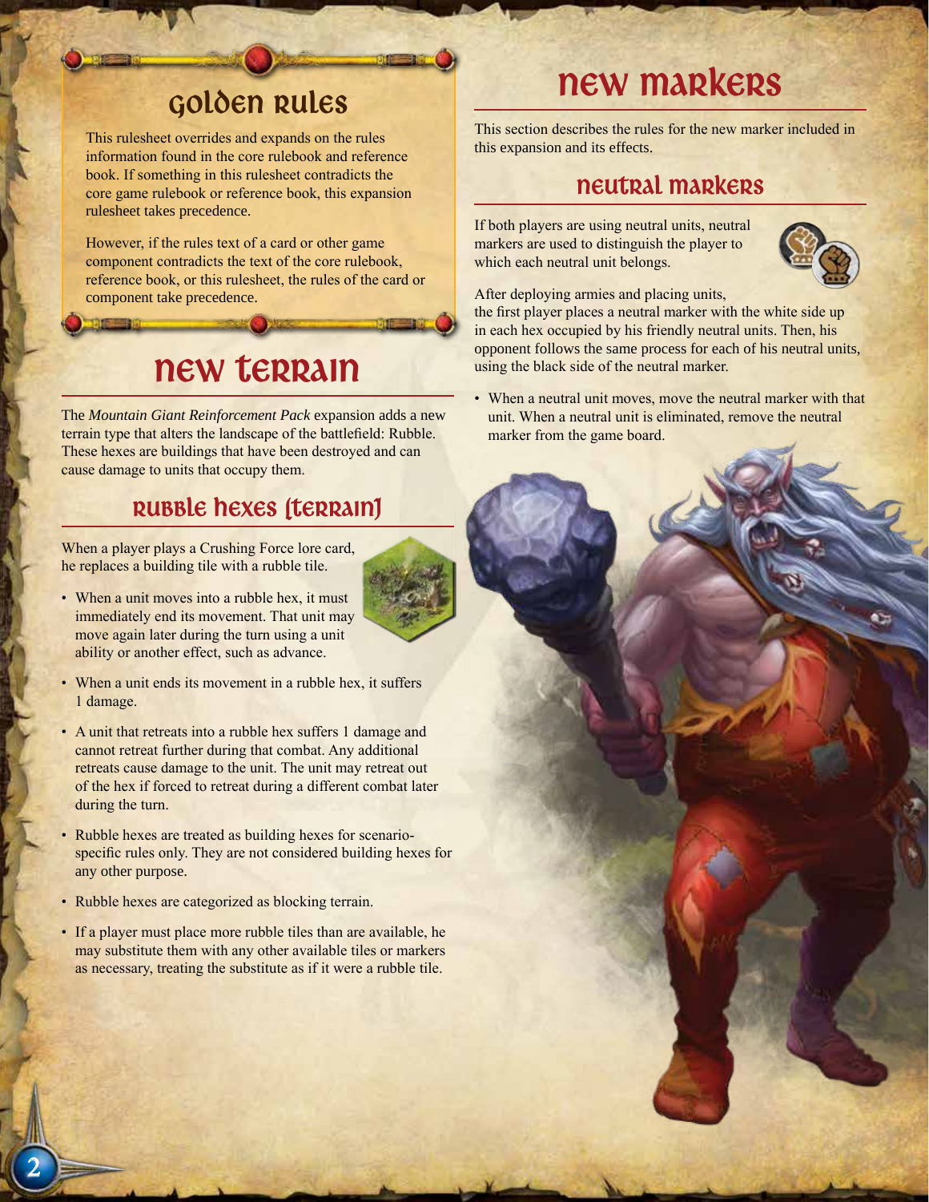## Golden Rules

This rulesheet overrides and expands on the rules information found in the core rulebook and reference book. If something in this rulesheet contradicts the core game rulebook or reference book, this expansion rulesheet takes precedence.

However, if the rules text of a card or other game component contradicts the text of the core rulebook, reference book, or this rulesheet, the rules of the card or component take precedence.

# New Terrain

The *Mountain Giant Reinforcement Pack* expansion adds a new terrain type that alters the landscape of the battlefield: Rubble. These hexes are buildings that have been destroyed and can cause damage to units that occupy them.

## Rubble Hexes (Terrain)

When a player plays a Crushing Force lore card, he replaces a building tile with a rubble tile.

- When a unit moves into a rubble hex, it must immediately end its movement. That unit may move again later during the turn using a unit ability or another effect, such as advance.
- When a unit ends its movement in a rubble hex, it suffers 1 damage.
- A unit that retreats into a rubble hex suffers 1 damage and cannot retreat further during that combat. Any additional retreats cause damage to the unit. The unit may retreat out of the hex if forced to retreat during a different combat later during the turn.
- Rubble hexes are treated as building hexes for scenario-specific rules only. They are not considered building hexes for any other purpose.
- Rubble hexes are categorized as blocking terrain.
- If a player must place more rubble tiles than are available, he may substitute them with any other available tiles or markers as necessary, treating the substitute as if it were a rubble tile.

# New Markers

This section describes the rules for the new marker included in this expansion and its effects.

## Neutral Markers

If both players are using neutral units, neutral markers are used to distinguish the player to which each neutral unit belongs.

After deploying armies and placing units, the first player places a neutral marker with the white side up in each hex occupied by his friendly neutral units. Then, his opponent follows the same process for each of his neutral units, using the black side of the neutral marker.

- When a neutral unit moves, move the neutral marker with that unit. When a neutral unit is eliminated, remove the neutral marker from the game board.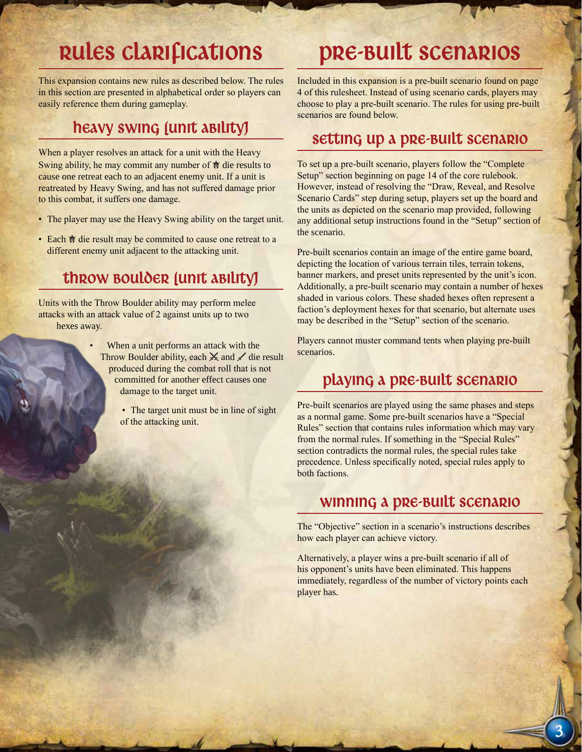# Rules Clarifications

This expansion contains new rules as described below. The rules in this section are presented in alphabetical order so players can easily reference them during gameplay.

## Heavy Swing (Unit Ability)

When a player resolves an attack for a unit with the Heavy Swing ability, he may commit any number of 🛡 die results to cause one retreat each to an adjacent enemy unit. If a unit is reatreated by Heavy Swing, and has not suffered damage prior to this combat, it suffers one damage.

- The player may use the Heavy Swing ability on the target unit.
- Each 🛡 die result may be commited to cause one retreat to a different enemy unit adjacent to the attacking unit.

## Throw Boulder (Unit Ability)

Units with the Throw Boulder ability may perform melee attacks with an attack value of 2 against units up to two hexes away.

- When a unit performs an attack with the Throw Boulder ability, each ⚔ and 🗡 die result produced during the combat roll that is not committed for another effect causes one damage to the target unit.
- The target unit must be in line of sight of the attacking unit.

# Pre-Built Scenarios

Included in this expansion is a pre-built scenario found on page 4 of this rulesheet. Instead of using scenario cards, players may choose to play a pre-built scenario. The rules for using pre-built scenarios are found below.

## Setting Up a Pre-Built Scenario

To set up a pre-built scenario, players follow the "Complete Setup" section beginning on page 14 of the core rulebook. However, instead of resolving the "Draw, Reveal, and Resolve Scenario Cards" step during setup, players set up the board and the units as depicted on the scenario map provided, following any additional setup instructions found in the "Setup" section of the scenario.

Pre-built scenarios contain an image of the entire game board, depicting the location of various terrain tiles, terrain tokens, banner markers, and preset units represented by the unit's icon. Additionally, a pre-built scenario may contain a number of hexes shaded in various colors. These shaded hexes often represent a faction's deployment hexes for that scenario, but alternate uses may be described in the "Setup" section of the scenario.

Players cannot muster command tents when playing pre-built scenarios.

## Playing a Pre-Built Scenario

Pre-built scenarios are played using the same phases and steps as a normal game. Some pre-built scenarios have a "Special Rules" section that contains rules information which may vary from the normal rules. If something in the "Special Rules" section contradicts the normal rules, the special rules take precedence. Unless specifically noted, special rules apply to both factions.

## Winning a Pre-Built Scenario

The "Objective" section in a scenario's instructions describes how each player can achieve victory.

Alternatively, a player wins a pre-built scenario if all of his opponent's units have been eliminated. This happens immediately, regardless of the number of victory points each player has.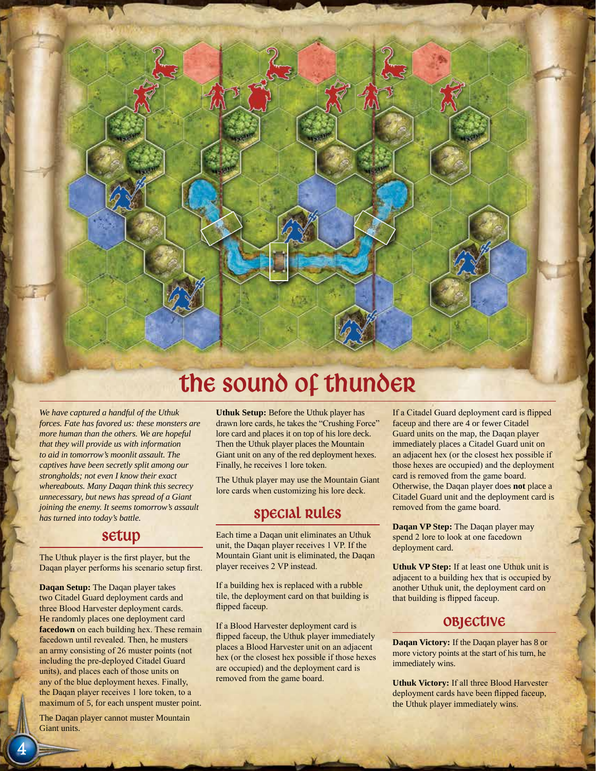# the sound of thunder

*We have captured a handful of the Uthuk forces. Fate has favored us: these monsters are more human than the others. We are hopeful that they will provide us with information to aid in tomorrow's moonlit assault. The captives have been secretly split among our strongholds; not even I know their exact whereabouts. Many Daqan think this secrecy unnecessary, but news has spread of a Giant joining the enemy. It seems tomorrow's assault has turned into today's battle.*

## setup

The Uthuk player is the first player, but the Daqan player performs his scenario setup first.

**Daqan Setup:** The Daqan player takes two Citadel Guard deployment cards and three Blood Harvester deployment cards. He randomly places one deployment card **facedown** on each building hex. These remain facedown until revealed. Then, he musters an army consisting of 26 muster points (not including the pre-deployed Citadel Guard units), and places each of those units on any of the blue deployment hexes. Finally, the Daqan player receives 1 lore token, to a maximum of 5, for each unspent muster point.

The Daqan player cannot muster Mountain Giant units.

**Uthuk Setup:** Before the Uthuk player has drawn lore cards, he takes the "Crushing Force" lore card and places it on top of his lore deck. Then the Uthuk player places the Mountain Giant unit on any of the red deployment hexes. Finally, he receives 1 lore token.

The Uthuk player may use the Mountain Giant lore cards when customizing his lore deck.

## special rules

Each time a Daqan unit eliminates an Uthuk unit, the Daqan player receives 1 VP. If the Mountain Giant unit is eliminated, the Daqan player receives 2 VP instead.

If a building hex is replaced with a rubble tile, the deployment card on that building is flipped faceup.

If a Blood Harvester deployment card is flipped faceup, the Uthuk player immediately places a Blood Harvester unit on an adjacent hex (or the closest hex possible if those hexes are occupied) and the deployment card is removed from the game board.

If a Citadel Guard deployment card is flipped faceup and there are 4 or fewer Citadel Guard units on the map, the Daqan player immediately places a Citadel Guard unit on an adjacent hex (or the closest hex possible if those hexes are occupied) and the deployment card is removed from the game board. Otherwise, the Daqan player does **not** place a Citadel Guard unit and the deployment card is removed from the game board.

**Daqan VP Step:** The Daqan player may spend 2 lore to look at one facedown deployment card.

**Uthuk VP Step:** If at least one Uthuk unit is adjacent to a building hex that is occupied by another Uthuk unit, the deployment card on that building is flipped faceup.

## objective

**Daqan Victory:** If the Daqan player has 8 or more victory points at the start of his turn, he immediately wins.

**Uthuk Victory:** If all three Blood Harvester deployment cards have been flipped faceup, the Uthuk player immediately wins.